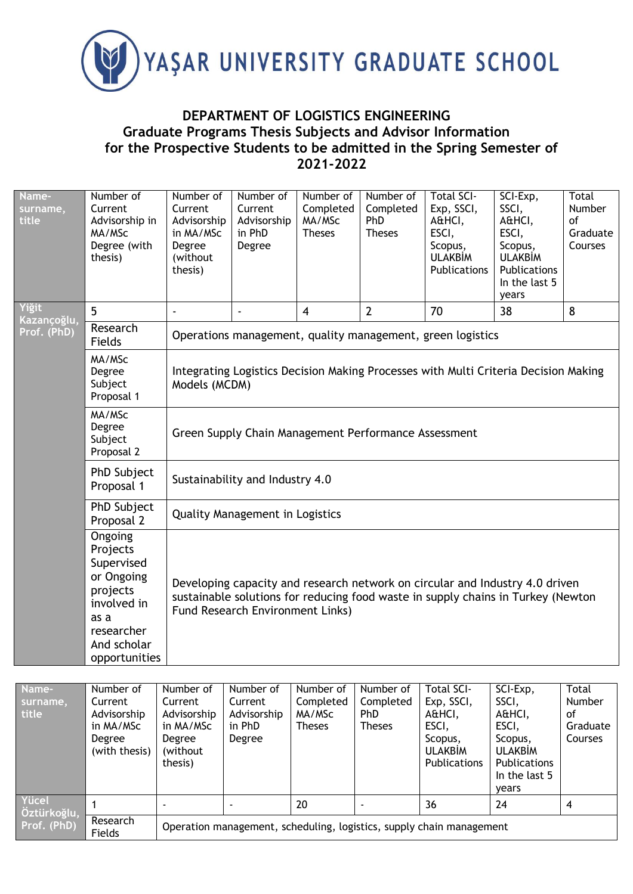# YAŞAR UNIVERSITY GRADUATE SCHOOL

## DEPARTMENT OF LOGISTICS ENGINEERING
## Graduate Programs Thesis Subjects and Advisor Information for the Prospective Students to be admitted in the Spring Semester of 2021-2022

| Name-surname, title | Number of Current Advisorship in MA/MSc Degree (with thesis) | Number of Current Advisorship in MA/MSc Degree (without thesis) | Number of Current Advisorship in PhD Degree | Number of Completed MA/MSc Theses | Number of Completed PhD Theses | Total SCI-Exp, SSCI, A&HCI, ESCI, Scopus, ULAKBİM Publications | SCI-Exp, SSCI, A&HCI, ESCI, Scopus, ULAKBİM Publications In the last 5 years | Total Number of Graduate Courses |
|---|---|---|---|---|---|---|---|---|
| Yiğit Kazançoğlu, Prof. (PhD) | 5 | - | - | 4 | 2 | 70 | 38 | 8 |
| | Research Fields | Operations management, quality management, green logistics | | | | | | |
| | MA/MSc Degree Subject Proposal 1 | Integrating Logistics Decision Making Processes with Multi Criteria Decision Making Models (MCDM) | | | | | | |
| | MA/MSc Degree Subject Proposal 2 | Green Supply Chain Management Performance Assessment | | | | | | |
| | PhD Subject Proposal 1 | Sustainability and Industry 4.0 | | | | | | |
| | PhD Subject Proposal 2 | Quality Management in Logistics | | | | | | |
| | Ongoing Projects Supervised or Ongoing projects involved in as a researcher And scholar opportunities | Developing capacity and research network on circular and Industry 4.0 driven sustainable solutions for reducing food waste in supply chains in Turkey (Newton Fund Research Environment Links) | | | | | | |

| Name-surname, title | Number of Current Advisorship in MA/MSc Degree (with thesis) | Number of Current Advisorship in MA/MSc Degree (without thesis) | Number of Current Advisorship in PhD Degree | Number of Completed MA/MSc Theses | Number of Completed PhD Theses | Total SCI-Exp, SSCI, A&HCI, ESCI, Scopus, ULAKBİM Publications | SCI-Exp, SSCI, A&HCI, ESCI, Scopus, ULAKBİM Publications In the last 5 years | Total Number of Graduate Courses |
|---|---|---|---|---|---|---|---|---|
| Yücel Öztürkoğlu, Prof. (PhD) | 1 | - | - | 20 | - | 36 | 24 | 4 |
| | Research Fields | Operation management, scheduling, logistics, supply chain management | | | | | | |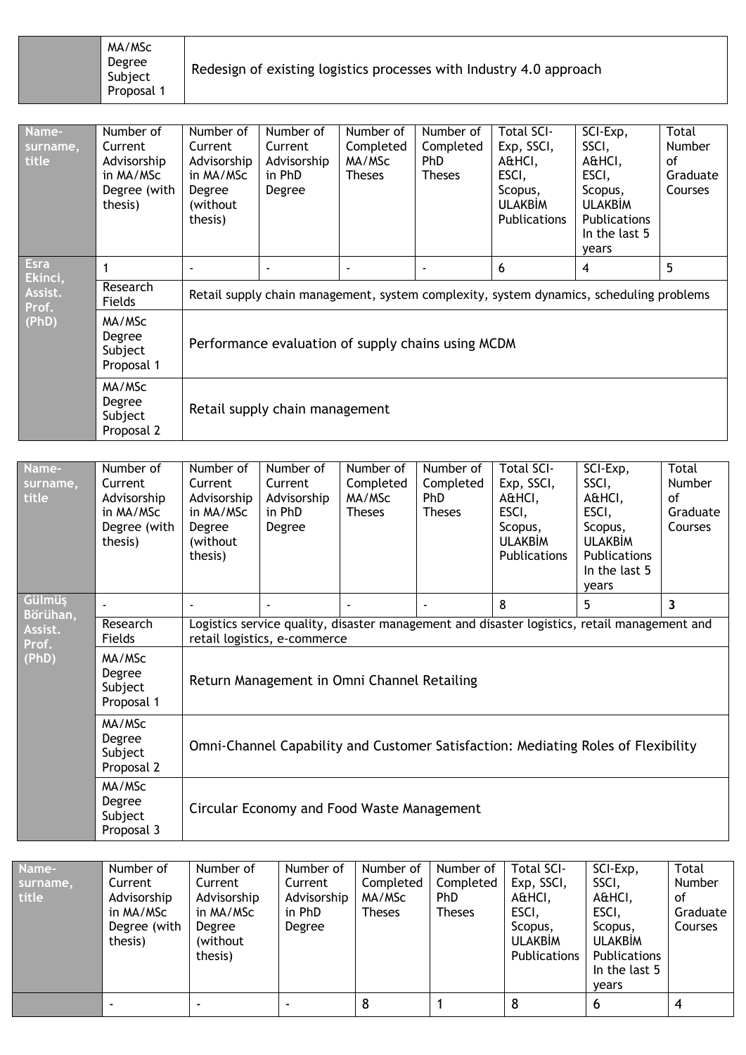| | MA/MSc Degree Subject Proposal 1 | Redesign of existing logistics processes with Industry 4.0 approach |
|---|---|---|

| Name-surname, title | Number of Current Advisorship in MA/MSc Degree (with thesis) | Number of Current Advisorship in MA/MSc Degree (without thesis) | Number of Current Advisorship in PhD Degree | Number of Completed MA/MSc Theses | Number of Completed PhD Theses | Total SCI-Exp, SSCI, A&HCI, ESCI, Scopus, ULAKBİM Publications | SCI-Exp, SSCI, A&HCI, ESCI, Scopus, ULAKBİM Publications In the last 5 years | Total Number of Graduate Courses |
|---|---|---|---|---|---|---|---|---|
| Esra Ekinci, Assist. Prof. (PhD) | 1 | - | - | - | - | 6 | 4 | 5 |
| | Research Fields | Retail supply chain management, system complexity, system dynamics, scheduling problems | | | | | | |
| | MA/MSc Degree Subject Proposal 1 | Performance evaluation of supply chains using MCDM | | | | | | |
| | MA/MSc Degree Subject Proposal 2 | Retail supply chain management | | | | | | |

| Name-surname, title | Number of Current Advisorship in MA/MSc Degree (with thesis) | Number of Current Advisorship in MA/MSc Degree (without thesis) | Number of Current Advisorship in PhD Degree | Number of Completed MA/MSc Theses | Number of Completed PhD Theses | Total SCI-Exp, SSCI, A&HCI, ESCI, Scopus, ULAKBİM Publications | SCI-Exp, SSCI, A&HCI, ESCI, Scopus, ULAKBİM Publications In the last 5 years | Total Number of Graduate Courses |
|---|---|---|---|---|---|---|---|---|
| Gülmüş Börühan, Assist. Prof. (PhD) | - | - | - | - | - | 8 | 5 | **3** |
| | Research Fields | Logistics service quality, disaster management and disaster logistics, retail management and retail logistics, e-commerce | | | | | | |
| | MA/MSc Degree Subject Proposal 1 | Return Management in Omni Channel Retailing | | | | | | |
| | MA/MSc Degree Subject Proposal 2 | Omni-Channel Capability and Customer Satisfaction: Mediating Roles of Flexibility | | | | | | |
| | MA/MSc Degree Subject Proposal 3 | Circular Economy and Food Waste Management | | | | | | |

| Name-surname, title | Number of Current Advisorship in MA/MSc Degree (with thesis) | Number of Current Advisorship in MA/MSc Degree (without thesis) | Number of Current Advisorship in PhD Degree | Number of Completed MA/MSc Theses | Number of Completed PhD Theses | Total SCI-Exp, SSCI, A&HCI, ESCI, Scopus, ULAKBİM Publications | SCI-Exp, SSCI, A&HCI, ESCI, Scopus, ULAKBİM Publications In the last 5 years | Total Number of Graduate Courses |
|---|---|---|---|---|---|---|---|---|
| | - | - | - | 8 | 1 | 8 | 6 | 4 |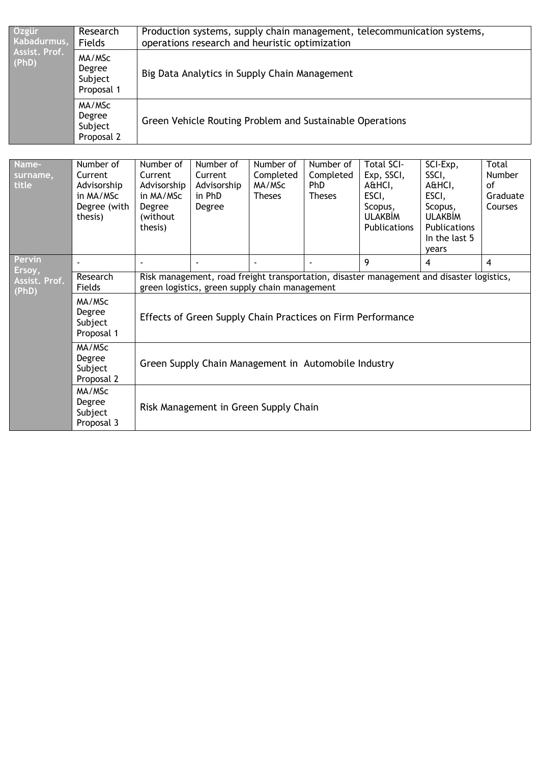| Özgür Kabadurmus, Assist. Prof. (PhD) | Research Fields | Production systems, supply chain management, telecommunication systems, operations research and heuristic optimization |
|---|---|---|
| | MA/MSc Degree Subject Proposal 1 | Big Data Analytics in Supply Chain Management |
| | MA/MSc Degree Subject Proposal 2 | Green Vehicle Routing Problem and Sustainable Operations |

| Name-surname, title | Number of Current Advisorship in MA/MSc Degree (with thesis) | Number of Current Advisorship in MA/MSc Degree (without thesis) | Number of Current Advisorship in PhD Degree | Number of Completed MA/MSc Theses | Number of Completed PhD Theses | Total SCI-Exp, SSCI, A&HCI, ESCI, Scopus, ULAKBİM Publications | SCI-Exp, SSCI, A&HCI, ESCI, Scopus, ULAKBİM Publications In the last 5 years | Total Number of Graduate Courses |
|---|---|---|---|---|---|---|---|---|
| Pervin Ersoy, Assist. Prof. (PhD) | - | - | - | - | - | 9 | 4 | 4 |
| | Research Fields | Risk management, road freight transportation, disaster management and disaster logistics, green logistics, green supply chain management | | | | | | |
| | MA/MSc Degree Subject Proposal 1 | Effects of Green Supply Chain Practices on Firm Performance | | | | | | |
| | MA/MSc Degree Subject Proposal 2 | Green Supply Chain Management in Automobile Industry | | | | | | |
| | MA/MSc Degree Subject Proposal 3 | Risk Management in Green Supply Chain | | | | | | |